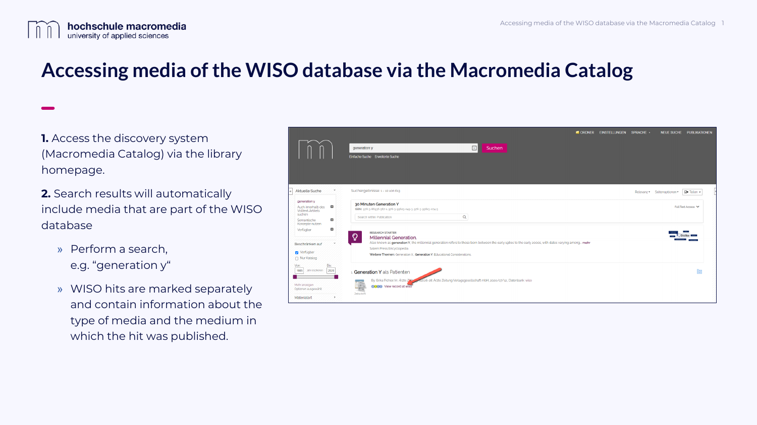# Accessing media of the WISO database via the Macromedia Catalog

**1.** Access the discovery system (Macromedia Catalog) via the library homepage.

**2.** Search results will automatically include media that are part of the WISO database

- Perform a search, e.g. "generation y"
- WISO hits are marked separately and contain information about the type of media and the medium in which the hit was published.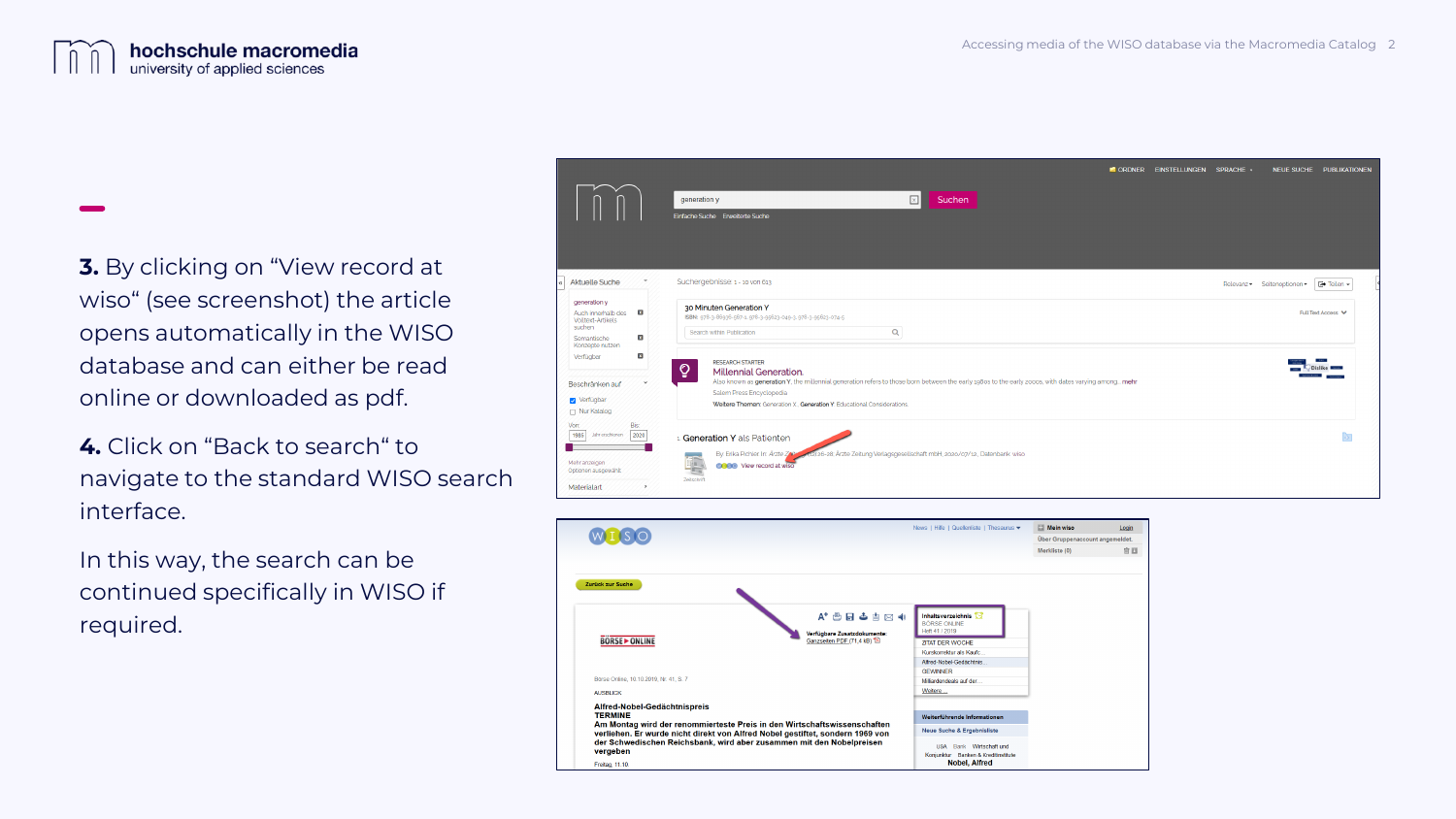**3.** By clicking on “View record at wiso“ (see screenshot) the article opens automatically in the WISO database and can either be read online or downloaded as pdf.

**4.** Click on “Back to search“ to navigate to the standard WISO search interface.

In this way, the search can be continued specifically in WISO if required.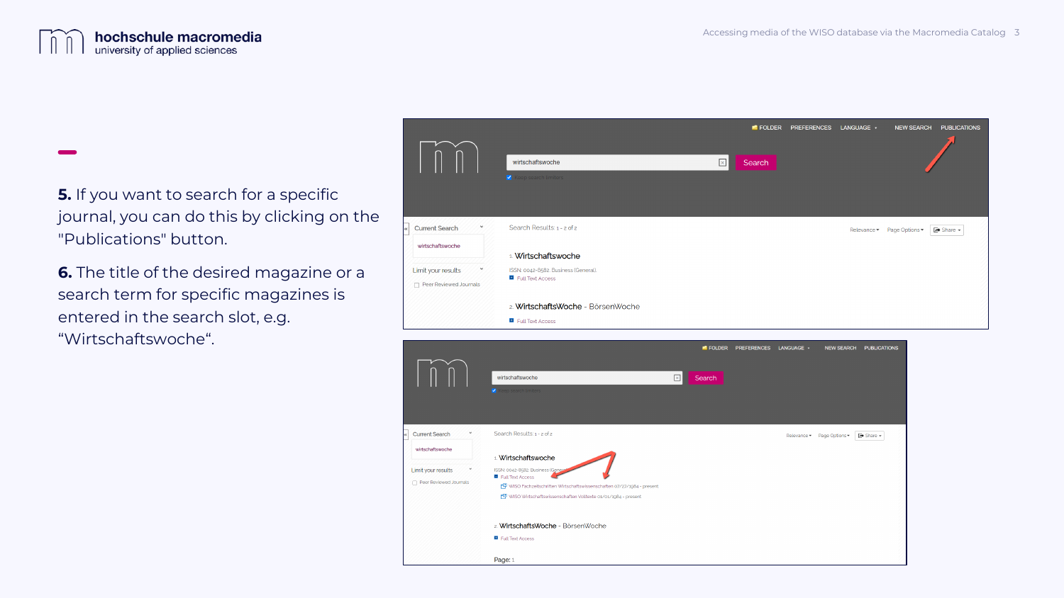**5.** If you want to search for a specific journal, you can do this by clicking on the "Publications" button.

**6.** The title of the desired magazine or a search term for specific magazines is entered in the search slot, e.g. “Wirtschaftswoche“.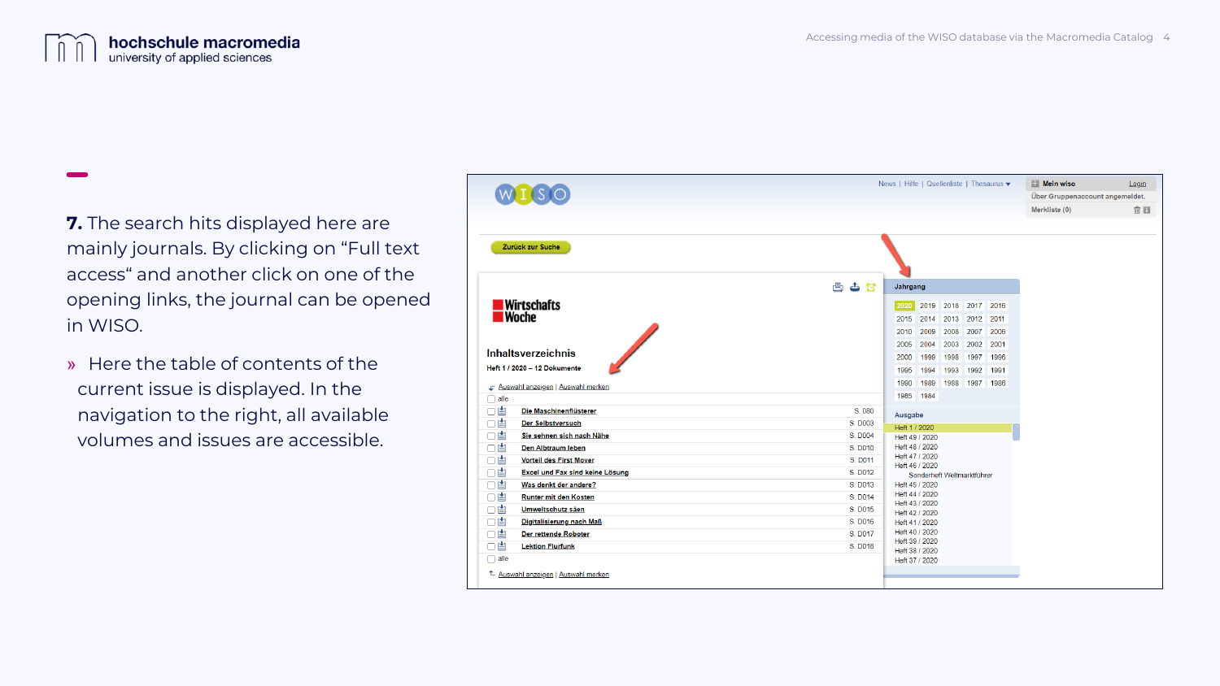**7.** The search hits displayed here are mainly journals. By clicking on “Full text access“ and another click on one of the opening links, the journal can be opened in WISO.

» Here the table of contents of the current issue is displayed. In the navigation to the right, all available volumes and issues are accessible.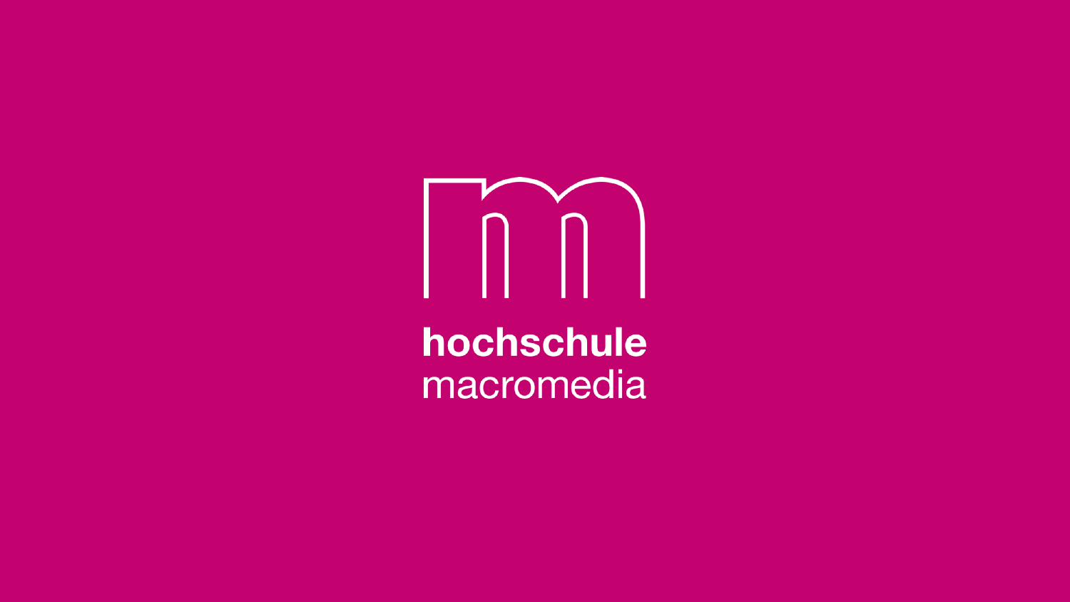**hochschule**
macromedia